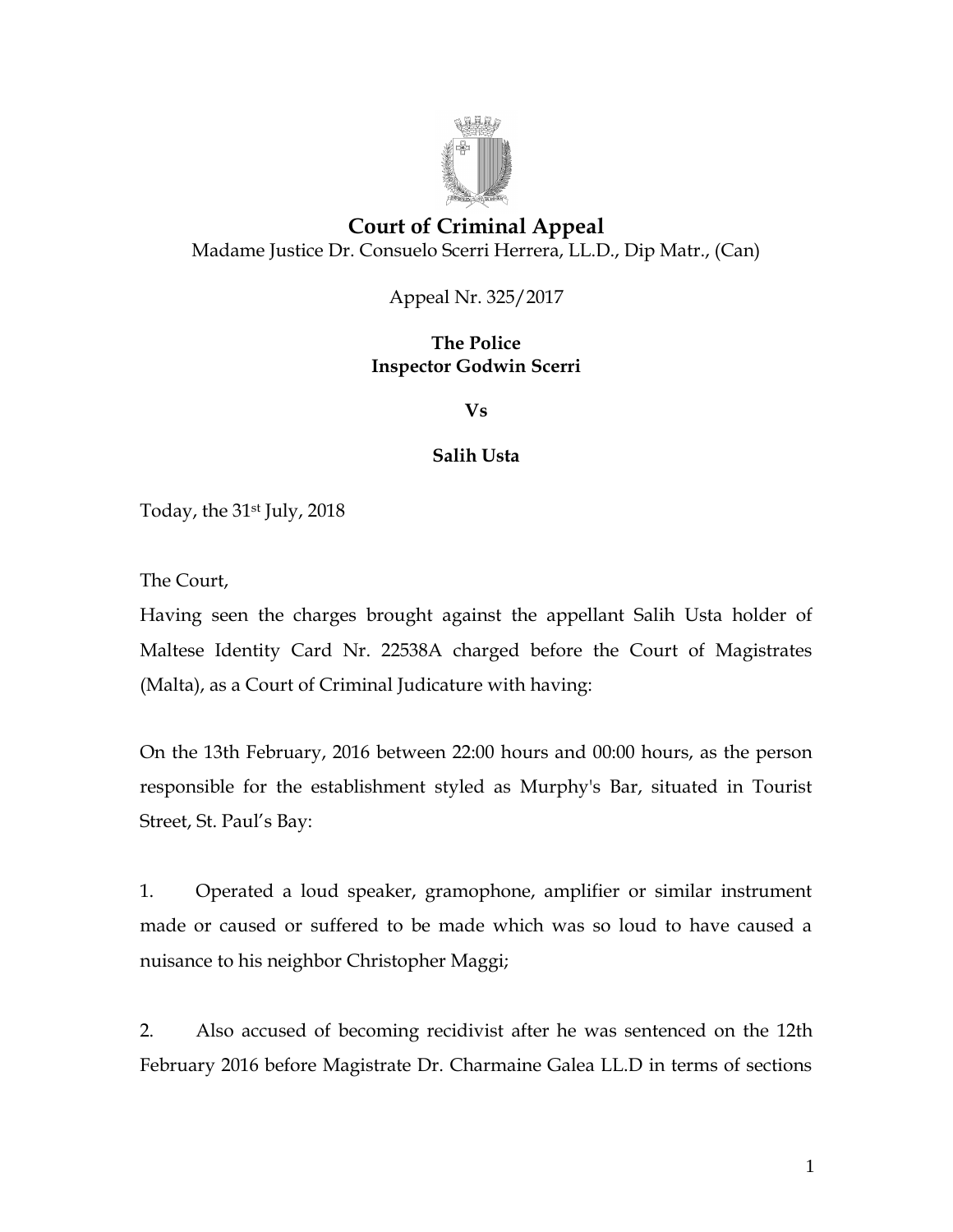# Court of Criminal Appeal

Madame Justice Dr. Consuelo Scerri Herrera, LL.D., Dip Matr., (Can)

Appeal Nr. 325/2017

**The Police**
**Inspector Godwin Scerri**

**Vs**

**Salih Usta**

Today, the 31st July, 2018

The Court,

Having seen the charges brought against the appellant Salih Usta holder of Maltese Identity Card Nr. 22538A charged before the Court of Magistrates (Malta), as a Court of Criminal Judicature with having:

On the 13th February, 2016 between 22:00 hours and 00:00 hours, as the person responsible for the establishment styled as Murphy's Bar, situated in Tourist Street, St. Paul's Bay:

1. Operated a loud speaker, gramophone, amplifier or similar instrument made or caused or suffered to be made which was so loud to have caused a nuisance to his neighbor Christopher Maggi;

2. Also accused of becoming recidivist after he was sentenced on the 12th February 2016 before Magistrate Dr. Charmaine Galea LL.D in terms of sections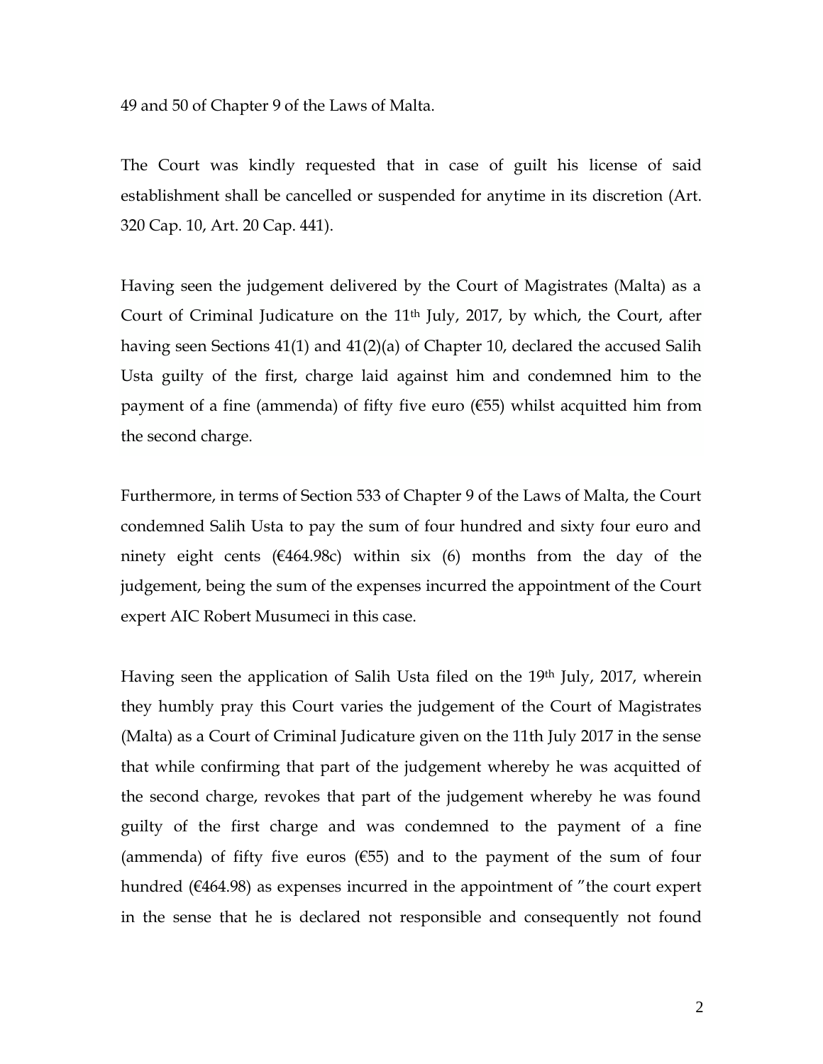49 and 50 of Chapter 9 of the Laws of Malta.

The Court was kindly requested that in case of guilt his license of said establishment shall be cancelled or suspended for anytime in its discretion (Art. 320 Cap. 10, Art. 20 Cap. 441).

Having seen the judgement delivered by the Court of Magistrates (Malta) as a Court of Criminal Judicature on the 11th July, 2017, by which, the Court, after having seen Sections 41(1) and 41(2)(a) of Chapter 10, declared the accused Salih Usta guilty of the first, charge laid against him and condemned him to the payment of a fine (ammenda) of fifty five euro (€55) whilst acquitted him from the second charge.

Furthermore, in terms of Section 533 of Chapter 9 of the Laws of Malta, the Court condemned Salih Usta to pay the sum of four hundred and sixty four euro and ninety eight cents (€464.98c) within six (6) months from the day of the judgement, being the sum of the expenses incurred the appointment of the Court expert AIC Robert Musumeci in this case.

Having seen the application of Salih Usta filed on the 19th July, 2017, wherein they humbly pray this Court varies the judgement of the Court of Magistrates (Malta) as a Court of Criminal Judicature given on the 11th July 2017 in the sense that while confirming that part of the judgement whereby he was acquitted of the second charge, revokes that part of the judgement whereby he was found guilty of the first charge and was condemned to the payment of a fine (ammenda) of fifty five euros (€55) and to the payment of the sum of four hundred (€464.98) as expenses incurred in the appointment of "the court expert in the sense that he is declared not responsible and consequently not found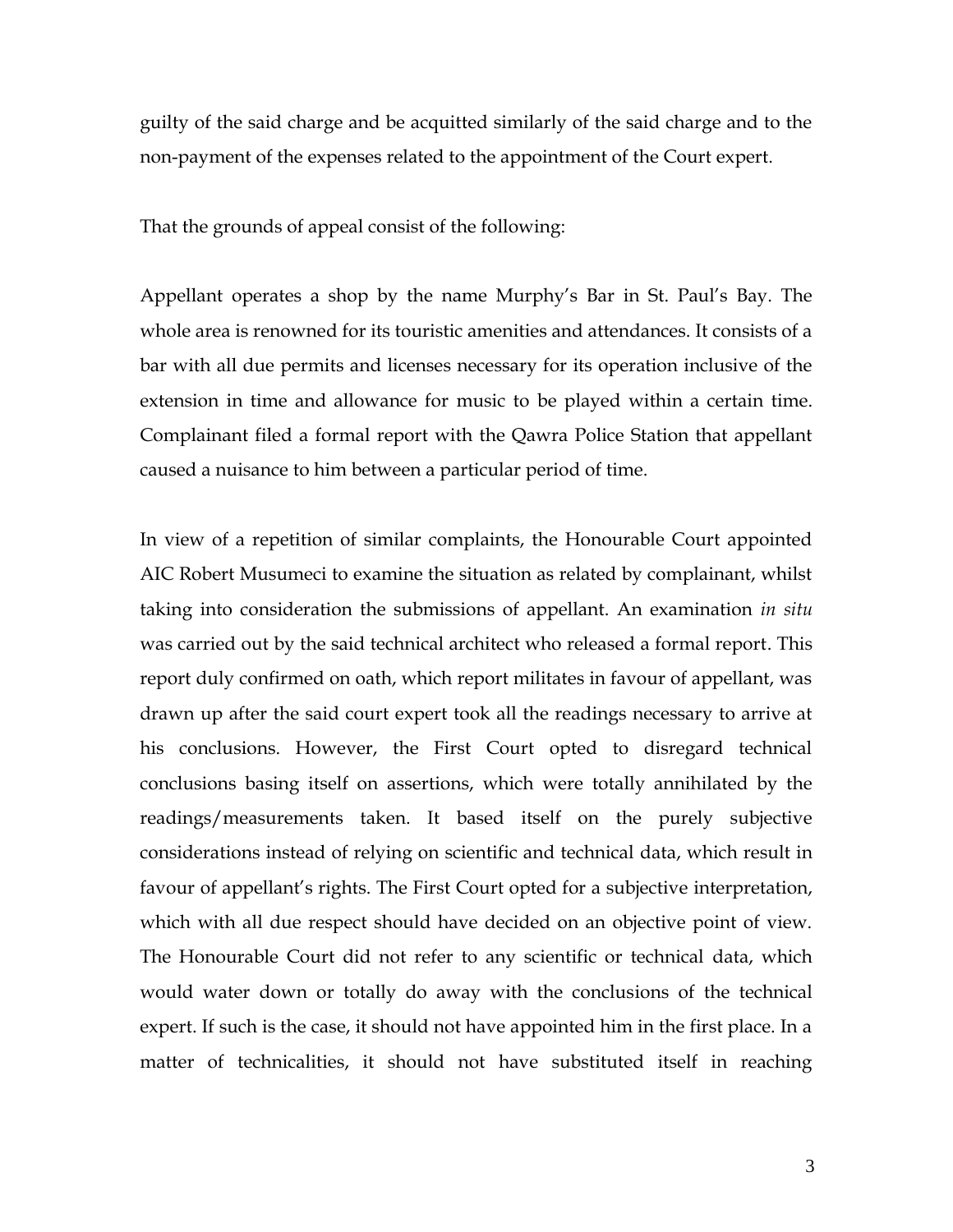guilty of the said charge and be acquitted similarly of the said charge and to the non-payment of the expenses related to the appointment of the Court expert.

That the grounds of appeal consist of the following:

Appellant operates a shop by the name Murphy's Bar in St. Paul's Bay. The whole area is renowned for its touristic amenities and attendances. It consists of a bar with all due permits and licenses necessary for its operation inclusive of the extension in time and allowance for music to be played within a certain time. Complainant filed a formal report with the Qawra Police Station that appellant caused a nuisance to him between a particular period of time.

In view of a repetition of similar complaints, the Honourable Court appointed AIC Robert Musumeci to examine the situation as related by complainant, whilst taking into consideration the submissions of appellant. An examination *in situ* was carried out by the said technical architect who released a formal report. This report duly confirmed on oath, which report militates in favour of appellant, was drawn up after the said court expert took all the readings necessary to arrive at his conclusions. However, the First Court opted to disregard technical conclusions basing itself on assertions, which were totally annihilated by the readings/measurements taken. It based itself on the purely subjective considerations instead of relying on scientific and technical data, which result in favour of appellant's rights. The First Court opted for a subjective interpretation, which with all due respect should have decided on an objective point of view. The Honourable Court did not refer to any scientific or technical data, which would water down or totally do away with the conclusions of the technical expert. If such is the case, it should not have appointed him in the first place. In a matter of technicalities, it should not have substituted itself in reaching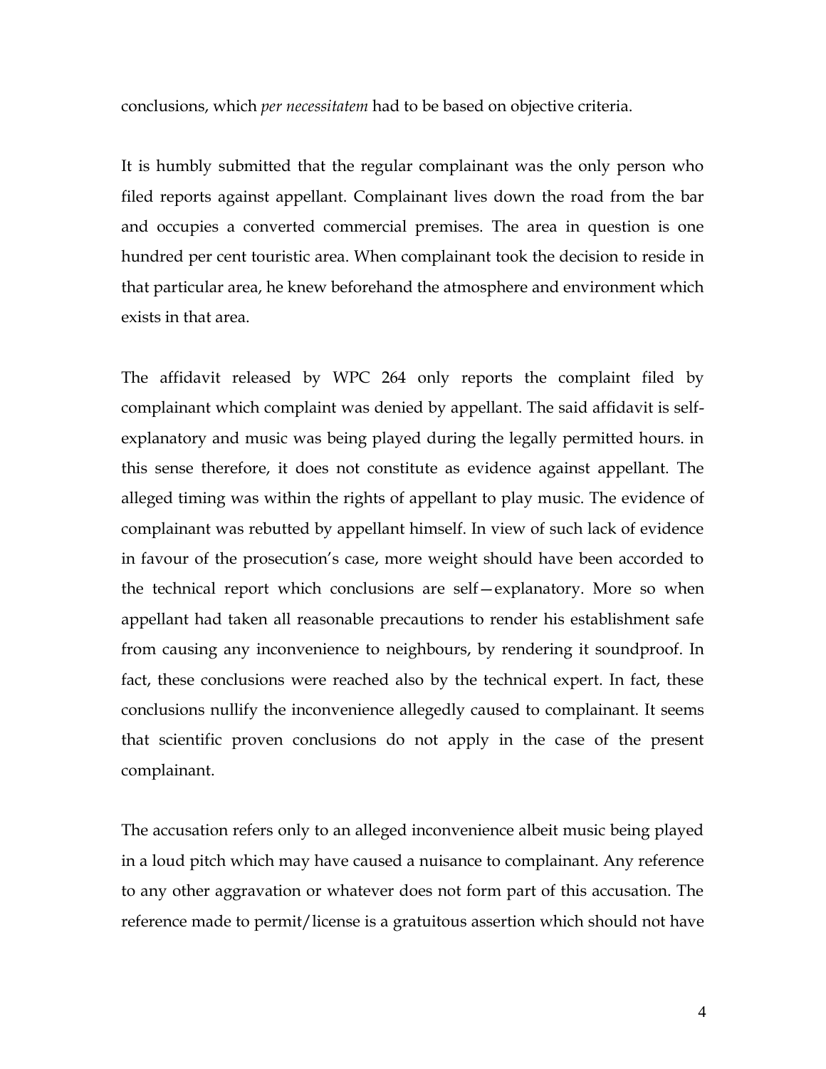conclusions, which *per necessitatem* had to be based on objective criteria.

It is humbly submitted that the regular complainant was the only person who filed reports against appellant. Complainant lives down the road from the bar and occupies a converted commercial premises. The area in question is one hundred per cent touristic area. When complainant took the decision to reside in that particular area, he knew beforehand the atmosphere and environment which exists in that area.

The affidavit released by WPC 264 only reports the complaint filed by complainant which complaint was denied by appellant. The said affidavit is self-explanatory and music was being played during the legally permitted hours. in this sense therefore, it does not constitute as evidence against appellant. The alleged timing was within the rights of appellant to play music. The evidence of complainant was rebutted by appellant himself. In view of such lack of evidence in favour of the prosecution's case, more weight should have been accorded to the technical report which conclusions are self—explanatory. More so when appellant had taken all reasonable precautions to render his establishment safe from causing any inconvenience to neighbours, by rendering it soundproof. In fact, these conclusions were reached also by the technical expert. In fact, these conclusions nullify the inconvenience allegedly caused to complainant. It seems that scientific proven conclusions do not apply in the case of the present complainant.

The accusation refers only to an alleged inconvenience albeit music being played in a loud pitch which may have caused a nuisance to complainant. Any reference to any other aggravation or whatever does not form part of this accusation. The reference made to permit/license is a gratuitous assertion which should not have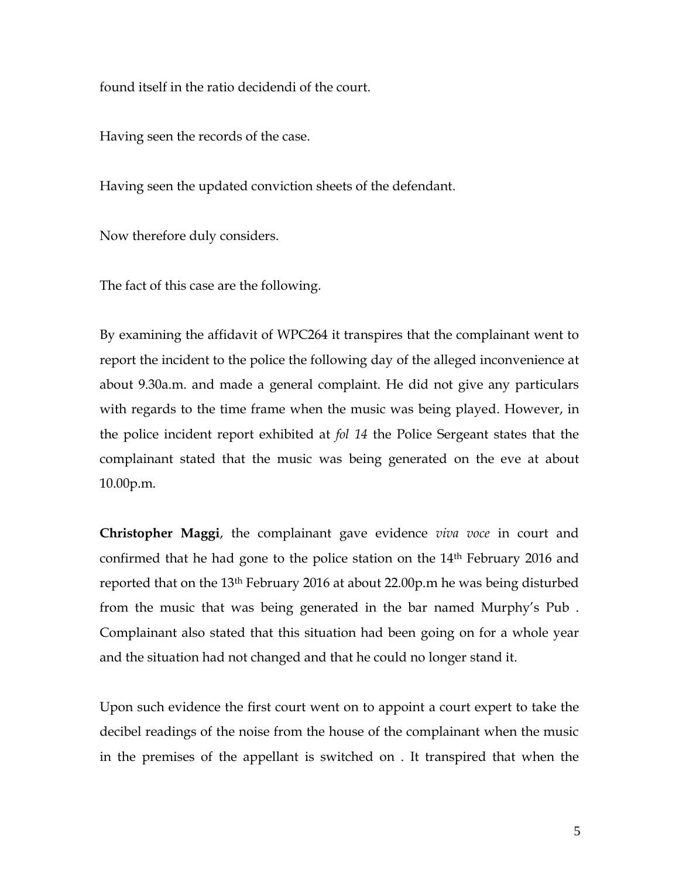found itself in the ratio decidendi of the court.

Having seen the records of the case.

Having seen the updated conviction sheets of the defendant.

Now therefore duly considers.

The fact of this case are the following.

By examining the affidavit of WPC264 it transpires that the complainant went to report the incident to the police the following day of the alleged inconvenience at about 9.30a.m. and made a general complaint. He did not give any particulars with regards to the time frame when the music was being played. However, in the police incident report exhibited at *fol 14* the Police Sergeant states that the complainant stated that the music was being generated on the eve at about 10.00p.m.

**Christopher Maggi**, the complainant gave evidence *viva voce* in court and confirmed that he had gone to the police station on the 14th February 2016 and reported that on the 13th February 2016 at about 22.00p.m he was being disturbed from the music that was being generated in the bar named Murphy's Pub . Complainant also stated that this situation had been going on for a whole year and the situation had not changed and that he could no longer stand it.

Upon such evidence the first court went on to appoint a court expert to take the decibel readings of the noise from the house of the complainant when the music in the premises of the appellant is switched on . It transpired that when the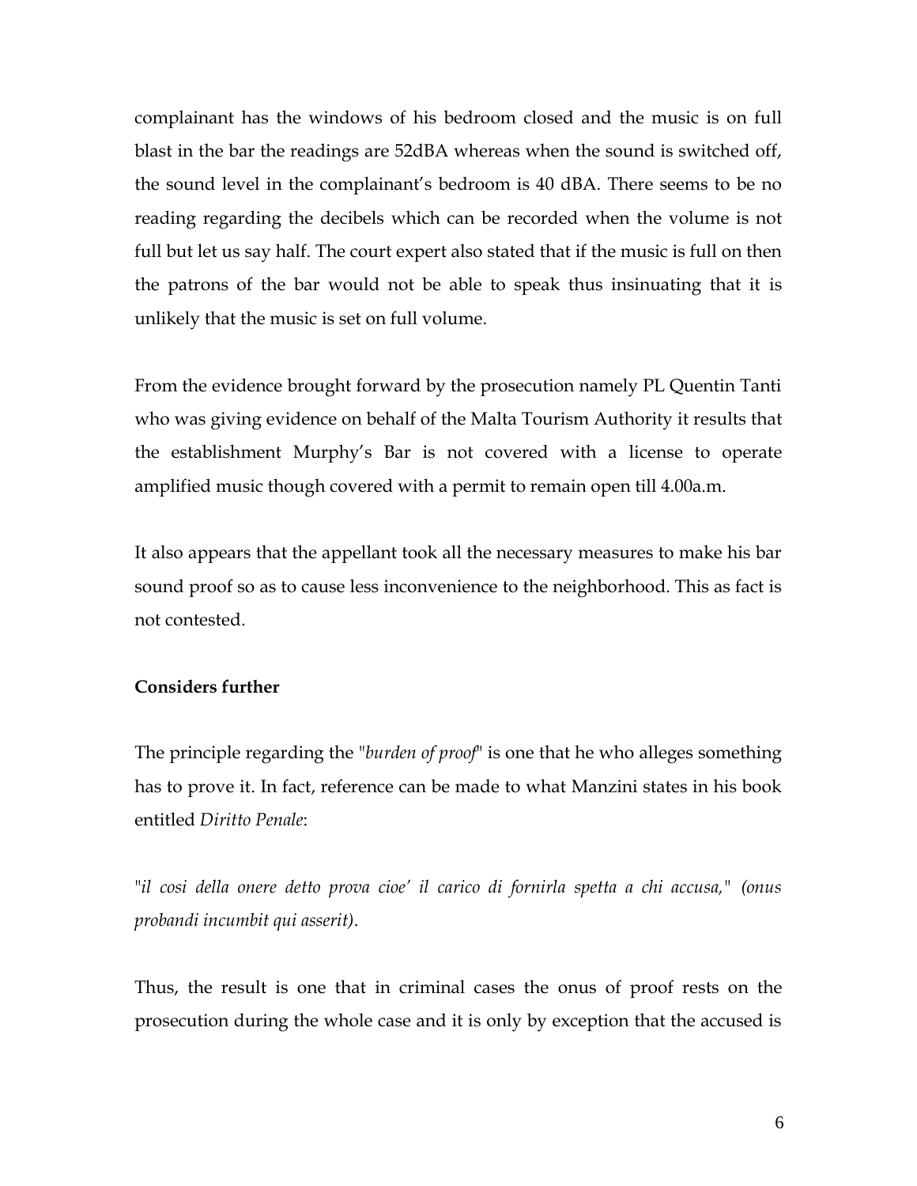complainant has the windows of his bedroom closed and the music is on full blast in the bar the readings are 52dBA whereas when the sound is switched off, the sound level in the complainant's bedroom is 40 dBA. There seems to be no reading regarding the decibels which can be recorded when the volume is not full but let us say half. The court expert also stated that if the music is full on then the patrons of the bar would not be able to speak thus insinuating that it is unlikely that the music is set on full volume.

From the evidence brought forward by the prosecution namely PL Quentin Tanti who was giving evidence on behalf of the Malta Tourism Authority it results that the establishment Murphy's Bar is not covered with a license to operate amplified music though covered with a permit to remain open till 4.00a.m.

It also appears that the appellant took all the necessary measures to make his bar sound proof so as to cause less inconvenience to the neighborhood. This as fact is not contested.

**Considers further**

The principle regarding the "*burden of proof*" is one that he who alleges something has to prove it. In fact, reference can be made to what Manzini states in his book entitled *Diritto Penale*:

"*il cosi della onere detto prova cioe' il carico di fornirla spetta a chi accusa," (onus probandi incumbit qui asserit)*.

Thus, the result is one that in criminal cases the onus of proof rests on the prosecution during the whole case and it is only by exception that the accused is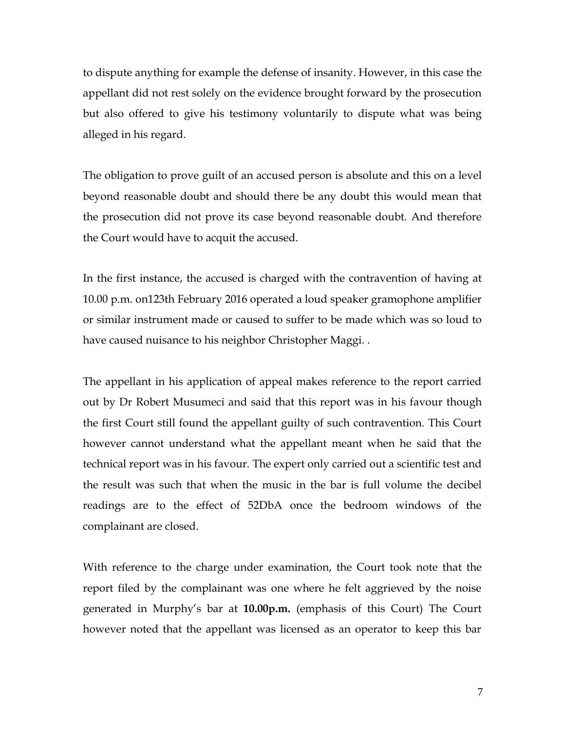to dispute anything for example the defense of insanity. However, in this case the appellant did not rest solely on the evidence brought forward by the prosecution but also offered to give his testimony voluntarily to dispute what was being alleged in his regard.

The obligation to prove guilt of an accused person is absolute and this on a level beyond reasonable doubt and should there be any doubt this would mean that the prosecution did not prove its case beyond reasonable doubt. And therefore the Court would have to acquit the accused.

In the first instance, the accused is charged with the contravention of having at 10.00 p.m. on123th February 2016 operated a loud speaker gramophone amplifier or similar instrument made or caused to suffer to be made which was so loud to have caused nuisance to his neighbor Christopher Maggi. .

The appellant in his application of appeal makes reference to the report carried out by Dr Robert Musumeci and said that this report was in his favour though the first Court still found the appellant guilty of such contravention. This Court however cannot understand what the appellant meant when he said that the technical report was in his favour. The expert only carried out a scientific test and the result was such that when the music in the bar is full volume the decibel readings are to the effect of 52DbA once the bedroom windows of the complainant are closed.

With reference to the charge under examination, the Court took note that the report filed by the complainant was one where he felt aggrieved by the noise generated in Murphy's bar at **10.00p.m.** (emphasis of this Court) The Court however noted that the appellant was licensed as an operator to keep this bar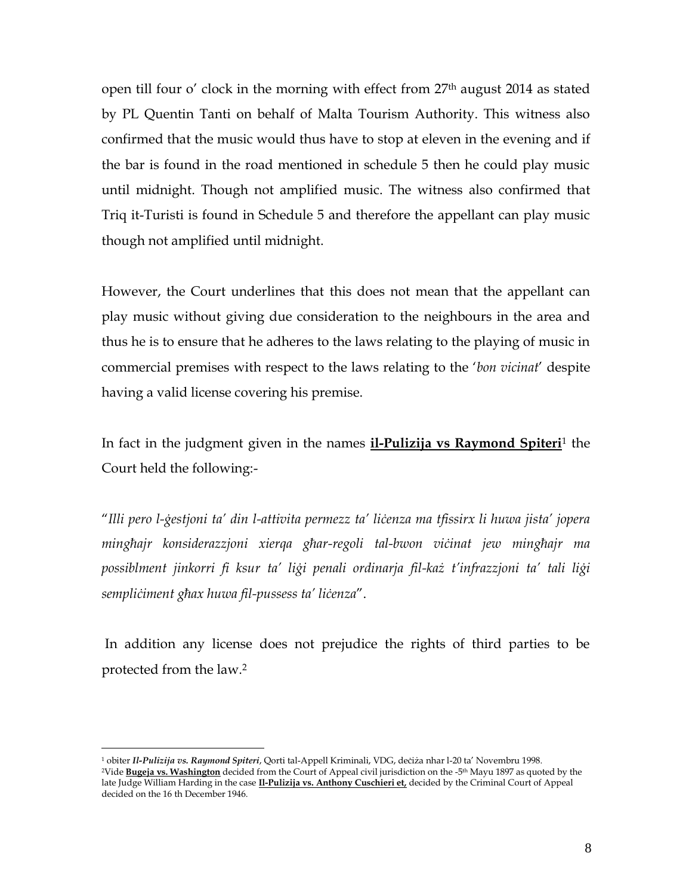open till four o' clock in the morning with effect from 27th august 2014 as stated by PL Quentin Tanti on behalf of Malta Tourism Authority. This witness also confirmed that the music would thus have to stop at eleven in the evening and if the bar is found in the road mentioned in schedule 5 then he could play music until midnight. Though not amplified music. The witness also confirmed that Triq it-Turisti is found in Schedule 5 and therefore the appellant can play music though not amplified until midnight.

However, the Court underlines that this does not mean that the appellant can play music without giving due consideration to the neighbours in the area and thus he is to ensure that he adheres to the laws relating to the playing of music in commercial premises with respect to the laws relating to the '*bon vicinat*' despite having a valid license covering his premise.

In fact in the judgment given in the names **il-Pulizija vs Raymond Spiteri**[1] the Court held the following:-

"*Illi pero l-ġestjoni ta' din l-attivita permezz ta' liċenza ma tfissirx li huwa jista' jopera mingħajr konsiderazzjoni xierqa għar-regoli tal-bwon viċinat jew mingħajr ma possiblment jinkorri fi ksur ta' liġi penali ordinarja fil-każ t'infrazzjoni ta' tali liġi sempliċiment għax huwa fil-pussess ta' liċenza*".

In addition any license does not prejudice the rights of third parties to be protected from the law.[2]

---

[1] obiter ***Il-Pulizija vs. Raymond Spiteri***, Qorti tal-Appell Kriminali, VDG, deċiża nhar l-20 ta' Novembru 1998.
[2] Vide **Bugeja vs. Washington** decided from the Court of Appeal civil jurisdiction on the -5th Mayu 1897 as quoted by the late Judge William Harding in the case **Il-Pulizija vs. Anthony Cuschieri et,** decided by the Criminal Court of Appeal decided on the 16 th December 1946.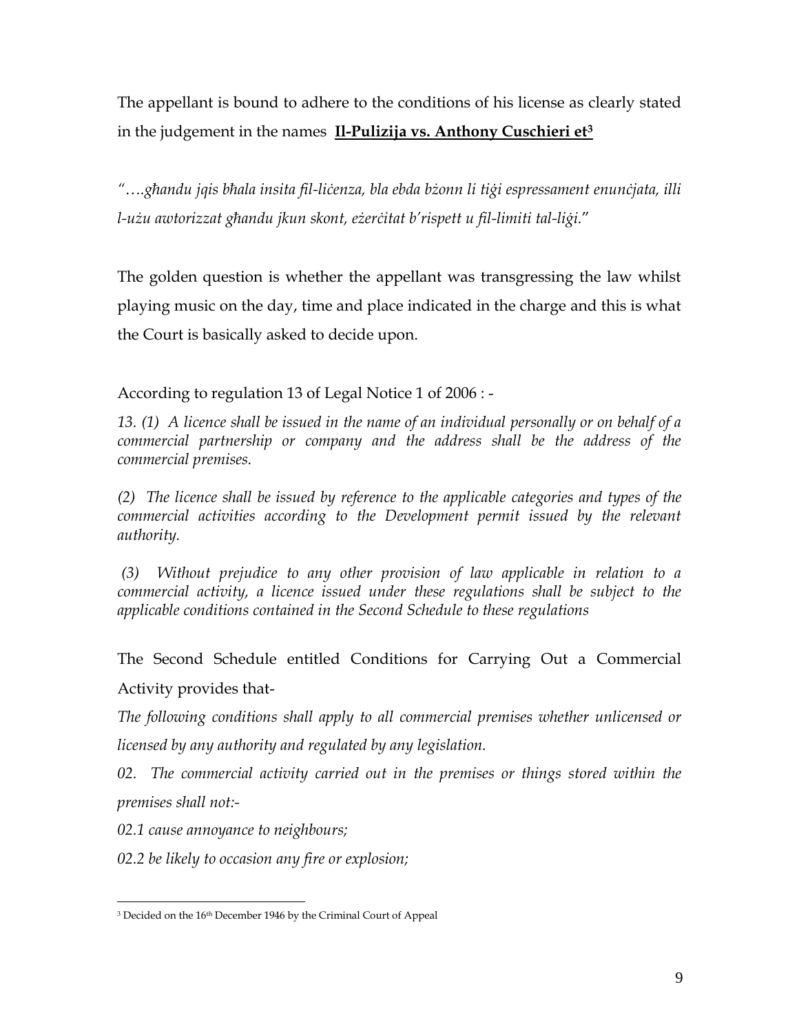The appellant is bound to adhere to the conditions of his license as clearly stated in the judgement in the names **Il-Pulizija vs. Anthony Cuschieri et**[3]

*"….għandu jqis bħala insita fil-liċenza, bla ebda bżonn li tiġi espressament enunċjata, illi l-użu awtorizzat għandu jkun skont, eżerċitat b'rispett u fil-limiti tal-liġi.*"

The golden question is whether the appellant was transgressing the law whilst playing music on the day, time and place indicated in the charge and this is what the Court is basically asked to decide upon.

According to regulation 13 of Legal Notice 1 of 2006 : -

*13. (1) A licence shall be issued in the name of an individual personally or on behalf of a commercial partnership or company and the address shall be the address of the commercial premises.*

*(2) The licence shall be issued by reference to the applicable categories and types of the commercial activities according to the Development permit issued by the relevant authority.*

*(3) Without prejudice to any other provision of law applicable in relation to a commercial activity, a licence issued under these regulations shall be subject to the applicable conditions contained in the Second Schedule to these regulations*

The Second Schedule entitled Conditions for Carrying Out a Commercial Activity provides that-

*The following conditions shall apply to all commercial premises whether unlicensed or licensed by any authority and regulated by any legislation.*

*02. The commercial activity carried out in the premises or things stored within the premises shall not:-*

*02.1 cause annoyance to neighbours;*

*02.2 be likely to occasion any fire or explosion;*

---

[3] Decided on the 16th December 1946 by the Criminal Court of Appeal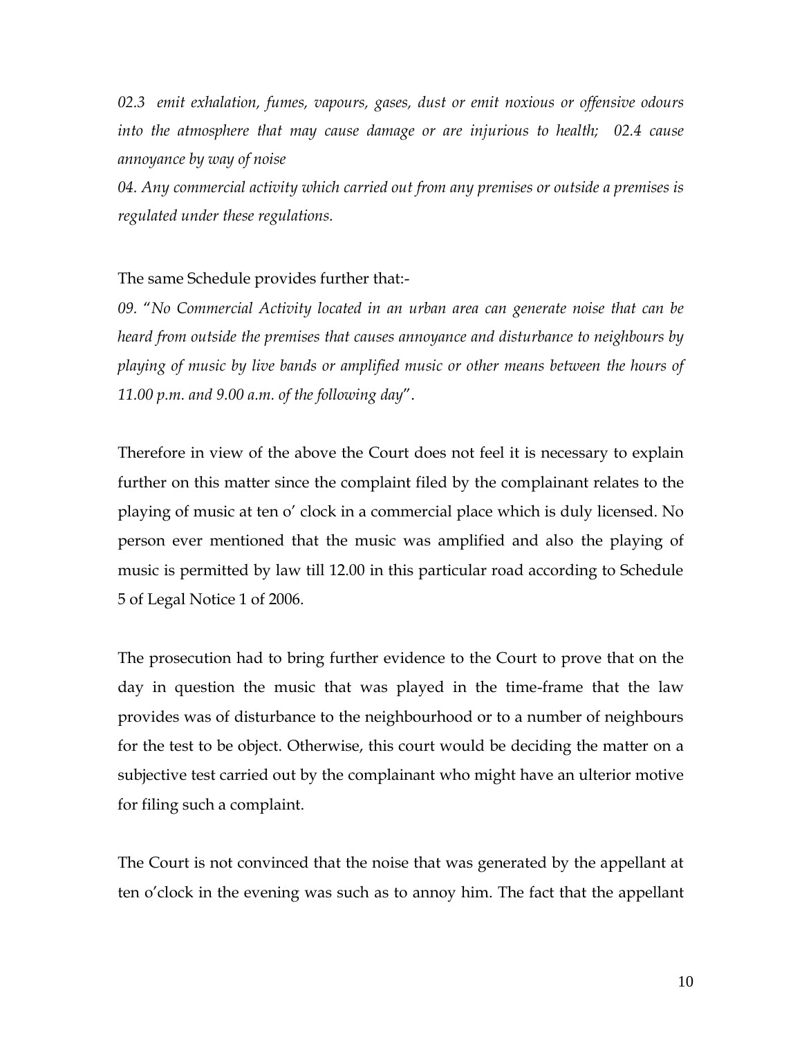*02.3 emit exhalation, fumes, vapours, gases, dust or emit noxious or offensive odours into the atmosphere that may cause damage or are injurious to health; 02.4 cause annoyance by way of noise*

*04. Any commercial activity which carried out from any premises or outside a premises is regulated under these regulations.*

The same Schedule provides further that:-

*09.* "*No Commercial Activity located in an urban area can generate noise that can be heard from outside the premises that causes annoyance and disturbance to neighbours by playing of music by live bands or amplified music or other means between the hours of 11.00 p.m. and 9.00 a.m. of the following day*".

Therefore in view of the above the Court does not feel it is necessary to explain further on this matter since the complaint filed by the complainant relates to the playing of music at ten o' clock in a commercial place which is duly licensed. No person ever mentioned that the music was amplified and also the playing of music is permitted by law till 12.00 in this particular road according to Schedule 5 of Legal Notice 1 of 2006.

The prosecution had to bring further evidence to the Court to prove that on the day in question the music that was played in the time-frame that the law provides was of disturbance to the neighbourhood or to a number of neighbours for the test to be object. Otherwise, this court would be deciding the matter on a subjective test carried out by the complainant who might have an ulterior motive for filing such a complaint.

The Court is not convinced that the noise that was generated by the appellant at ten o'clock in the evening was such as to annoy him. The fact that the appellant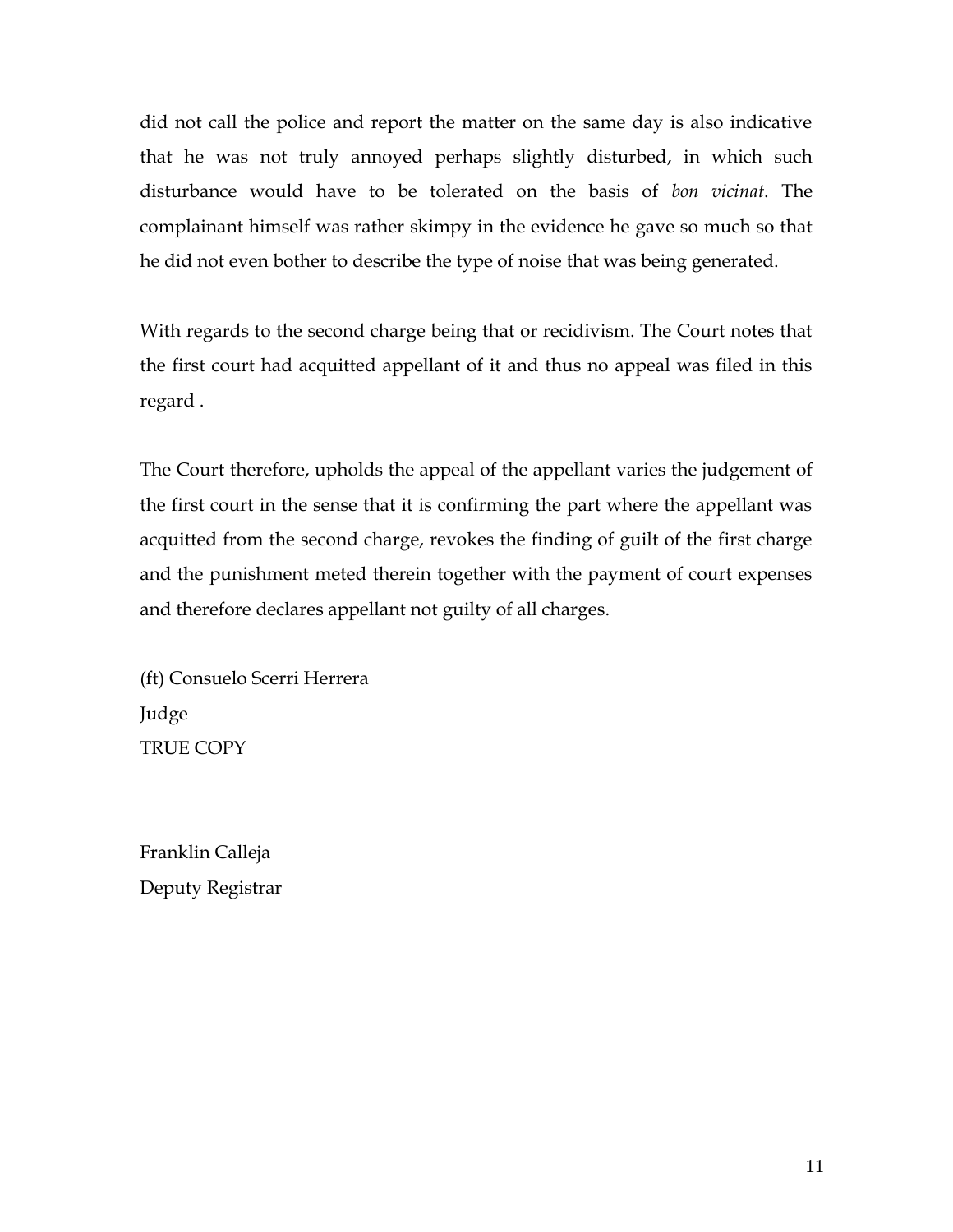did not call the police and report the matter on the same day is also indicative that he was not truly annoyed perhaps slightly disturbed, in which such disturbance would have to be tolerated on the basis of *bon vicinat.* The complainant himself was rather skimpy in the evidence he gave so much so that he did not even bother to describe the type of noise that was being generated.

With regards to the second charge being that or recidivism. The Court notes that the first court had acquitted appellant of it and thus no appeal was filed in this regard .

The Court therefore, upholds the appeal of the appellant varies the judgement of the first court in the sense that it is confirming the part where the appellant was acquitted from the second charge, revokes the finding of guilt of the first charge and the punishment meted therein together with the payment of court expenses and therefore declares appellant not guilty of all charges.

(ft) Consuelo Scerri Herrera
Judge
TRUE COPY

Franklin Calleja
Deputy Registrar